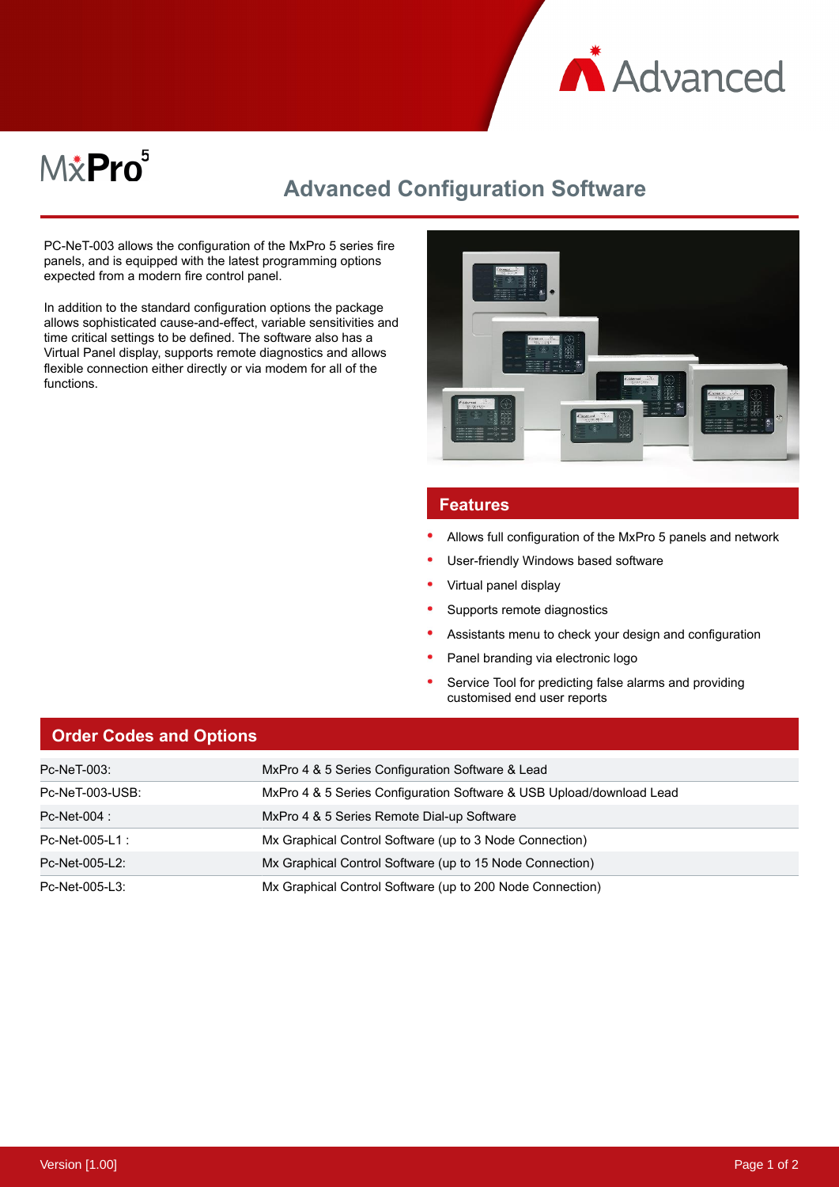# MxPro 5

## Advanced Configuration Software

PC-NeT-003 allows the configuration of the MxPro 5 series fire panels, and is equipped with the latest programming options expected from a modern fire control panel.

In addition to the standard configuration options the package allows sophisticated cause-and-effect, variable sensitivities and time critical settings to be defined. The software also has a Virtual Panel display, supports remote diagnostics and allows flexible connection either directly or via modem for all of the functions.

## Features

- Allows full configuration of the MxPro 5 panels and network
- User-friendly Windows based software
- Virtual panel display
- Supports remote diagnostics
- Assistants menu to check your design and configuration
- Panel branding via electronic logo
- Service Tool for predicting false alarms and providing customised end user reports

## Order Codes and Options

| | |
|---|---|
| Pc-NeT-003: | MxPro 4 & 5 Series Configuration Software & Lead |
| Pc-NeT-003-USB: | MxPro 4 & 5 Series Configuration Software & USB Upload/download Lead |
| Pc-Net-004 : | MxPro 4 & 5 Series Remote Dial-up Software |
| Pc-Net-005-L1 : | Mx Graphical Control Software (up to 3 Node Connection) |
| Pc-Net-005-L2: | Mx Graphical Control Software (up to 15 Node Connection) |
| Pc-Net-005-L3: | Mx Graphical Control Software (up to 200 Node Connection) |

Version [1.00]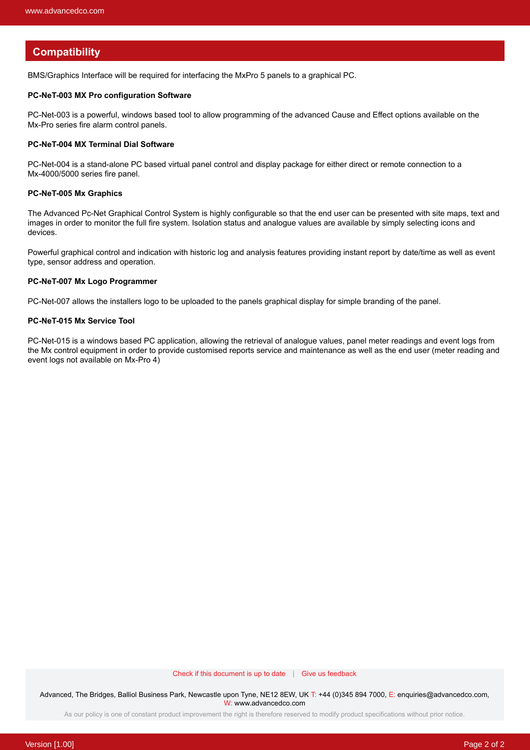## Compatibility

BMS/Graphics Interface will be required for interfacing the MxPro 5 panels to a graphical PC.

**PC-NeT-003 MX Pro configuration Software**

PC-Net-003 is a powerful, windows based tool to allow programming of the advanced Cause and Effect options available on the Mx-Pro series fire alarm control panels.

**PC-NeT-004 MX Terminal Dial Software**

PC-Net-004 is a stand-alone PC based virtual panel control and display package for either direct or remote connection to a Mx-4000/5000 series fire panel.

**PC-NeT-005 Mx Graphics**

The Advanced Pc-Net Graphical Control System is highly configurable so that the end user can be presented with site maps, text and images in order to monitor the full fire system. Isolation status and analogue values are available by simply selecting icons and devices.

Powerful graphical control and indication with historic log and analysis features providing instant report by date/time as well as event type, sensor address and operation.

**PC-NeT-007 Mx Logo Programmer**

PC-Net-007 allows the installers logo to be uploaded to the panels graphical display for simple branding of the panel.

**PC-NeT-015 Mx Service Tool**

PC-Net-015 is a windows based PC application, allowing the retrieval of analogue values, panel meter readings and event logs from the Mx control equipment in order to provide customised reports service and maintenance as well as the end user (meter reading and event logs not available on Mx-Pro 4)

Check if this document is up to date | Give us feedback

Advanced, The Bridges, Balliol Business Park, Newcastle upon Tyne, NE12 8EW, UK T: +44 (0)345 894 7000, E: enquiries@advancedco.com, W: www.advancedco.com

As our policy is one of constant product improvement the right is therefore reserved to modify product specifications without prior notice.

Version [1.00]